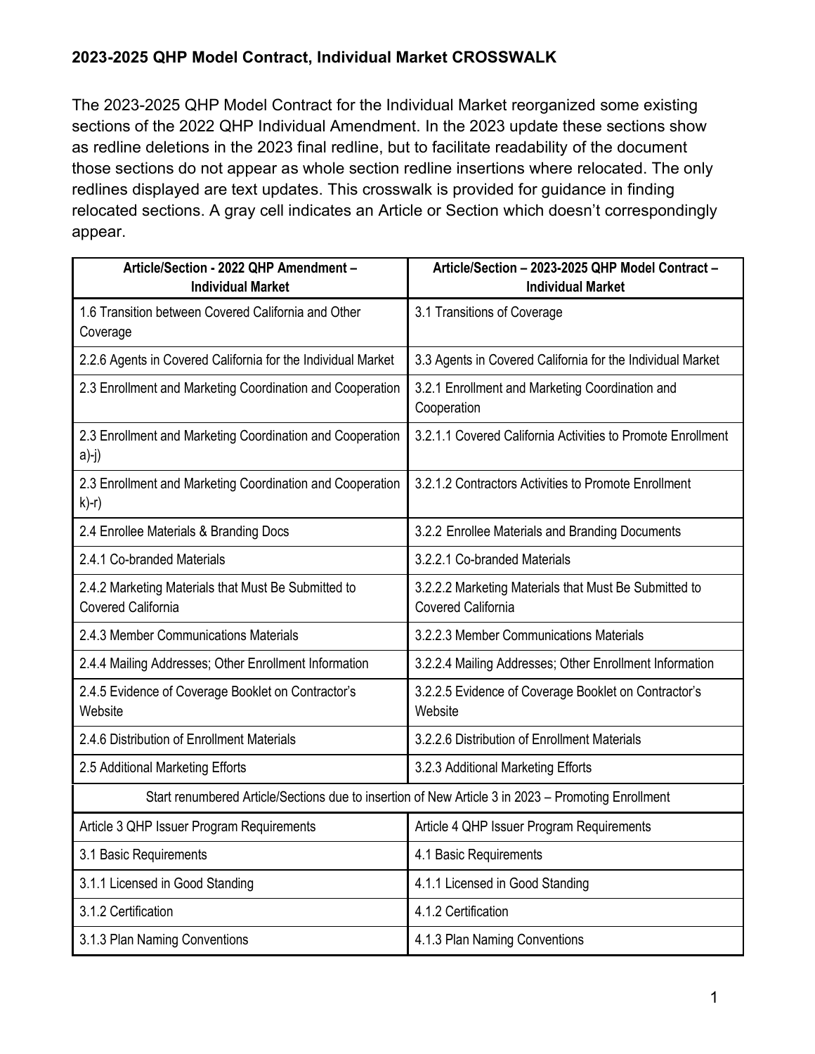**2023-2025 QHP Model Contract, Individual Market CROSSWALK**

The 2023-2025 QHP Model Contract for the Individual Market reorganized some existing sections of the 2022 QHP Individual Amendment. In the 2023 update these sections show as redline deletions in the 2023 final redline, but to facilitate readability of the document those sections do not appear as whole section redline insertions where relocated. The only redlines displayed are text updates. This crosswalk is provided for guidance in finding relocated sections. A gray cell indicates an Article or Section which doesn't correspondingly appear.

| Article/Section - 2022 QHP Amendment – Individual Market | Article/Section – 2023-2025 QHP Model Contract – Individual Market |
|---|---|
| 1.6 Transition between Covered California and Other Coverage | 3.1 Transitions of Coverage |
| 2.2.6 Agents in Covered California for the Individual Market | 3.3 Agents in Covered California for the Individual Market |
| 2.3 Enrollment and Marketing Coordination and Cooperation | 3.2.1 Enrollment and Marketing Coordination and Cooperation |
| 2.3 Enrollment and Marketing Coordination and Cooperation a)-j) | 3.2.1.1 Covered California Activities to Promote Enrollment |
| 2.3 Enrollment and Marketing Coordination and Cooperation k)-r) | 3.2.1.2 Contractors Activities to Promote Enrollment |
| 2.4 Enrollee Materials & Branding Docs | 3.2.2 Enrollee Materials and Branding Documents |
| 2.4.1 Co-branded Materials | 3.2.2.1 Co-branded Materials |
| 2.4.2 Marketing Materials that Must Be Submitted to Covered California | 3.2.2.2 Marketing Materials that Must Be Submitted to Covered California |
| 2.4.3 Member Communications Materials | 3.2.2.3 Member Communications Materials |
| 2.4.4 Mailing Addresses; Other Enrollment Information | 3.2.2.4 Mailing Addresses; Other Enrollment Information |
| 2.4.5 Evidence of Coverage Booklet on Contractor's Website | 3.2.2.5 Evidence of Coverage Booklet on Contractor's Website |
| 2.4.6 Distribution of Enrollment Materials | 3.2.2.6 Distribution of Enrollment Materials |
| 2.5 Additional Marketing Efforts | 3.2.3 Additional Marketing Efforts |
| Start renumbered Article/Sections due to insertion of New Article 3 in 2023 – Promoting Enrollment | |
| Article 3 QHP Issuer Program Requirements | Article 4 QHP Issuer Program Requirements |
| 3.1 Basic Requirements | 4.1 Basic Requirements |
| 3.1.1 Licensed in Good Standing | 4.1.1 Licensed in Good Standing |
| 3.1.2 Certification | 4.1.2 Certification |
| 3.1.3 Plan Naming Conventions | 4.1.3 Plan Naming Conventions |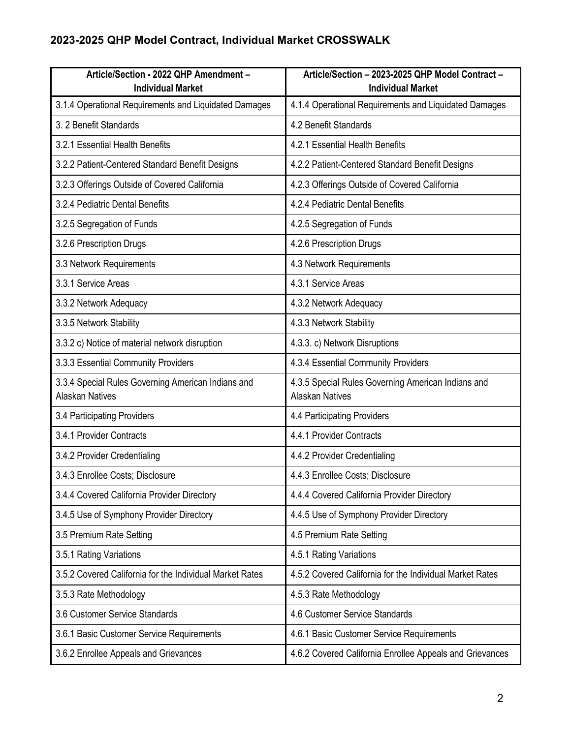## 2023-2025 QHP Model Contract, Individual Market CROSSWALK

| Article/Section - 2022 QHP Amendment – Individual Market | Article/Section – 2023-2025 QHP Model Contract – Individual Market |
|---|---|
| 3.1.4 Operational Requirements and Liquidated Damages | 4.1.4 Operational Requirements and Liquidated Damages |
| 3. 2 Benefit Standards | 4.2 Benefit Standards |
| 3.2.1 Essential Health Benefits | 4.2.1 Essential Health Benefits |
| 3.2.2 Patient-Centered Standard Benefit Designs | 4.2.2 Patient-Centered Standard Benefit Designs |
| 3.2.3 Offerings Outside of Covered California | 4.2.3 Offerings Outside of Covered California |
| 3.2.4 Pediatric Dental Benefits | 4.2.4 Pediatric Dental Benefits |
| 3.2.5 Segregation of Funds | 4.2.5 Segregation of Funds |
| 3.2.6 Prescription Drugs | 4.2.6 Prescription Drugs |
| 3.3 Network Requirements | 4.3 Network Requirements |
| 3.3.1 Service Areas | 4.3.1 Service Areas |
| 3.3.2 Network Adequacy | 4.3.2 Network Adequacy |
| 3.3.5 Network Stability | 4.3.3 Network Stability |
| 3.3.2 c) Notice of material network disruption | 4.3.3. c) Network Disruptions |
| 3.3.3 Essential Community Providers | 4.3.4 Essential Community Providers |
| 3.3.4 Special Rules Governing American Indians and Alaskan Natives | 4.3.5 Special Rules Governing American Indians and Alaskan Natives |
| 3.4 Participating Providers | 4.4 Participating Providers |
| 3.4.1 Provider Contracts | 4.4.1 Provider Contracts |
| 3.4.2 Provider Credentialing | 4.4.2 Provider Credentialing |
| 3.4.3 Enrollee Costs; Disclosure | 4.4.3 Enrollee Costs; Disclosure |
| 3.4.4 Covered California Provider Directory | 4.4.4 Covered California Provider Directory |
| 3.4.5 Use of Symphony Provider Directory | 4.4.5 Use of Symphony Provider Directory |
| 3.5 Premium Rate Setting | 4.5 Premium Rate Setting |
| 3.5.1 Rating Variations | 4.5.1 Rating Variations |
| 3.5.2 Covered California for the Individual Market Rates | 4.5.2 Covered California for the Individual Market Rates |
| 3.5.3 Rate Methodology | 4.5.3 Rate Methodology |
| 3.6 Customer Service Standards | 4.6 Customer Service Standards |
| 3.6.1 Basic Customer Service Requirements | 4.6.1 Basic Customer Service Requirements |
| 3.6.2 Enrollee Appeals and Grievances | 4.6.2 Covered California Enrollee Appeals and Grievances |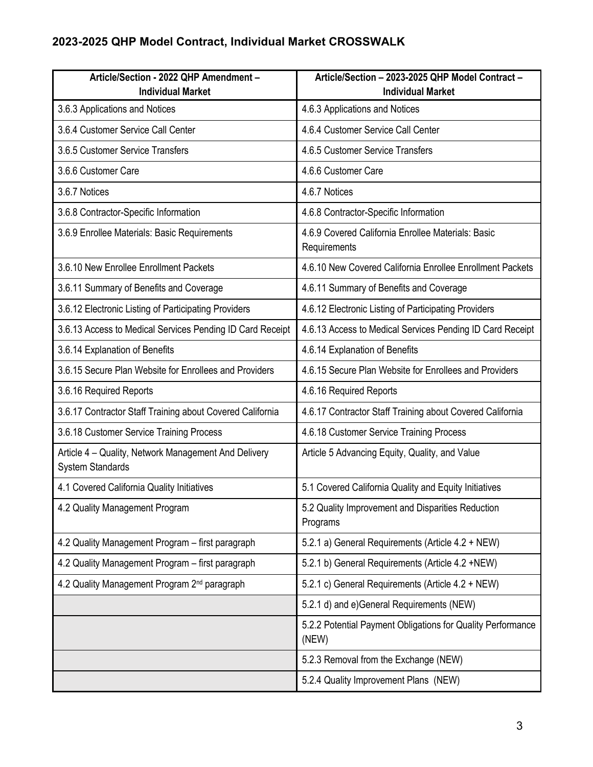## 2023-2025 QHP Model Contract, Individual Market CROSSWALK

| Article/Section - 2022 QHP Amendment – Individual Market | Article/Section – 2023-2025 QHP Model Contract – Individual Market |
|---|---|
| 3.6.3 Applications and Notices | 4.6.3 Applications and Notices |
| 3.6.4 Customer Service Call Center | 4.6.4 Customer Service Call Center |
| 3.6.5 Customer Service Transfers | 4.6.5 Customer Service Transfers |
| 3.6.6 Customer Care | 4.6.6 Customer Care |
| 3.6.7 Notices | 4.6.7 Notices |
| 3.6.8 Contractor-Specific Information | 4.6.8 Contractor-Specific Information |
| 3.6.9 Enrollee Materials: Basic Requirements | 4.6.9 Covered California Enrollee Materials: Basic Requirements |
| 3.6.10 New Enrollee Enrollment Packets | 4.6.10 New Covered California Enrollee Enrollment Packets |
| 3.6.11 Summary of Benefits and Coverage | 4.6.11 Summary of Benefits and Coverage |
| 3.6.12 Electronic Listing of Participating Providers | 4.6.12 Electronic Listing of Participating Providers |
| 3.6.13 Access to Medical Services Pending ID Card Receipt | 4.6.13 Access to Medical Services Pending ID Card Receipt |
| 3.6.14 Explanation of Benefits | 4.6.14 Explanation of Benefits |
| 3.6.15 Secure Plan Website for Enrollees and Providers | 4.6.15 Secure Plan Website for Enrollees and Providers |
| 3.6.16 Required Reports | 4.6.16 Required Reports |
| 3.6.17 Contractor Staff Training about Covered California | 4.6.17 Contractor Staff Training about Covered California |
| 3.6.18 Customer Service Training Process | 4.6.18 Customer Service Training Process |
| Article 4 – Quality, Network Management And Delivery System Standards | Article 5 Advancing Equity, Quality, and Value |
| 4.1 Covered California Quality Initiatives | 5.1 Covered California Quality and Equity Initiatives |
| 4.2 Quality Management Program | 5.2 Quality Improvement and Disparities Reduction Programs |
| 4.2 Quality Management Program – first paragraph | 5.2.1 a) General Requirements (Article 4.2 + NEW) |
| 4.2 Quality Management Program – first paragraph | 5.2.1 b) General Requirements (Article 4.2 +NEW) |
| 4.2 Quality Management Program 2nd paragraph | 5.2.1 c) General Requirements (Article 4.2 + NEW) |
| | 5.2.1 d) and e)General Requirements (NEW) |
| | 5.2.2 Potential Payment Obligations for Quality Performance (NEW) |
| | 5.2.3 Removal from the Exchange (NEW) |
| | 5.2.4 Quality Improvement Plans (NEW) |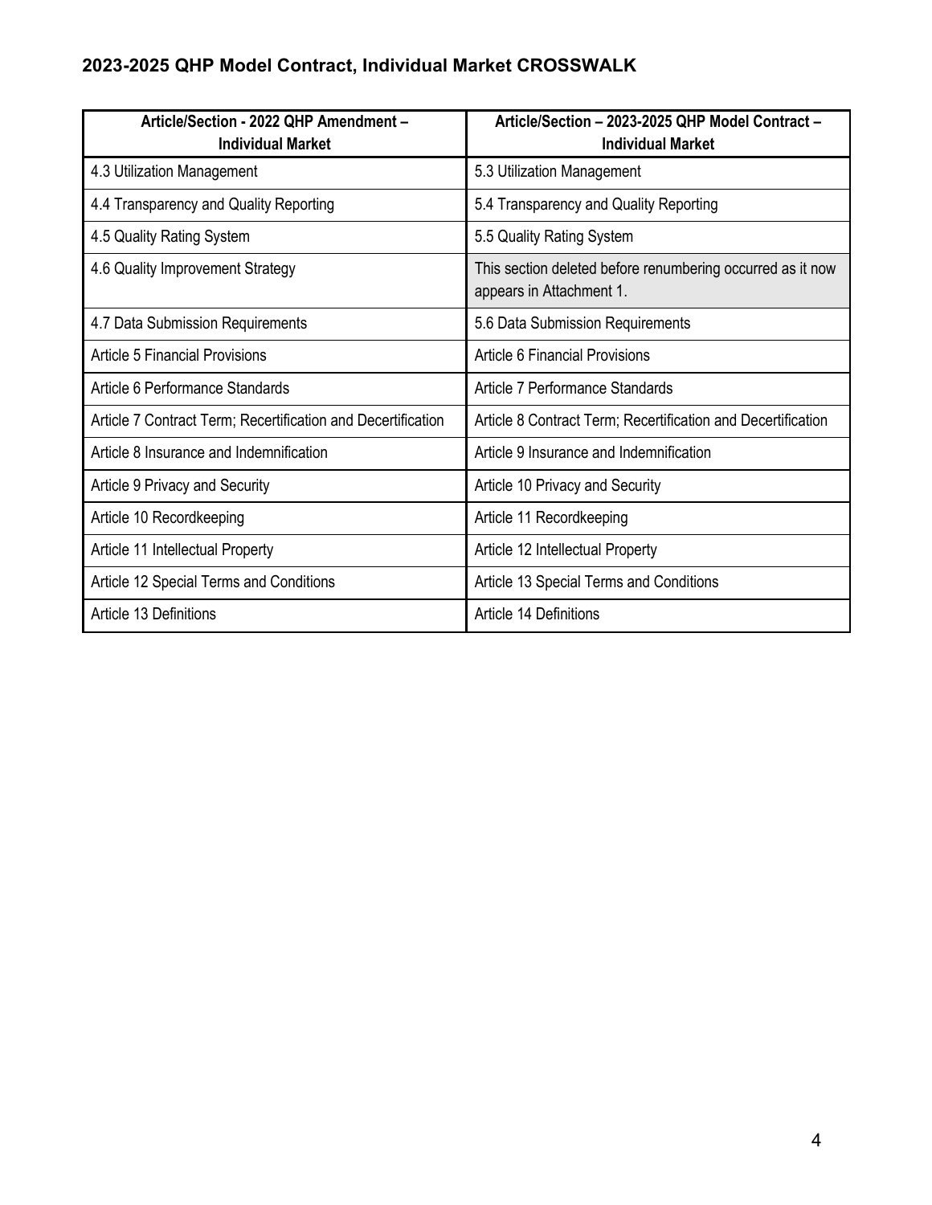**2023-2025 QHP Model Contract, Individual Market CROSSWALK**

| Article/Section - 2022 QHP Amendment – Individual Market | Article/Section – 2023-2025 QHP Model Contract – Individual Market |
|---|---|
| 4.3 Utilization Management | 5.3 Utilization Management |
| 4.4 Transparency and Quality Reporting | 5.4 Transparency and Quality Reporting |
| 4.5 Quality Rating System | 5.5 Quality Rating System |
| 4.6 Quality Improvement Strategy | This section deleted before renumbering occurred as it now appears in Attachment 1. |
| 4.7 Data Submission Requirements | 5.6 Data Submission Requirements |
| Article 5 Financial Provisions | Article 6 Financial Provisions |
| Article 6 Performance Standards | Article 7 Performance Standards |
| Article 7 Contract Term; Recertification and Decertification | Article 8 Contract Term; Recertification and Decertification |
| Article 8 Insurance and Indemnification | Article 9 Insurance and Indemnification |
| Article 9 Privacy and Security | Article 10 Privacy and Security |
| Article 10 Recordkeeping | Article 11 Recordkeeping |
| Article 11 Intellectual Property | Article 12 Intellectual Property |
| Article 12 Special Terms and Conditions | Article 13 Special Terms and Conditions |
| Article 13 Definitions | Article 14 Definitions |